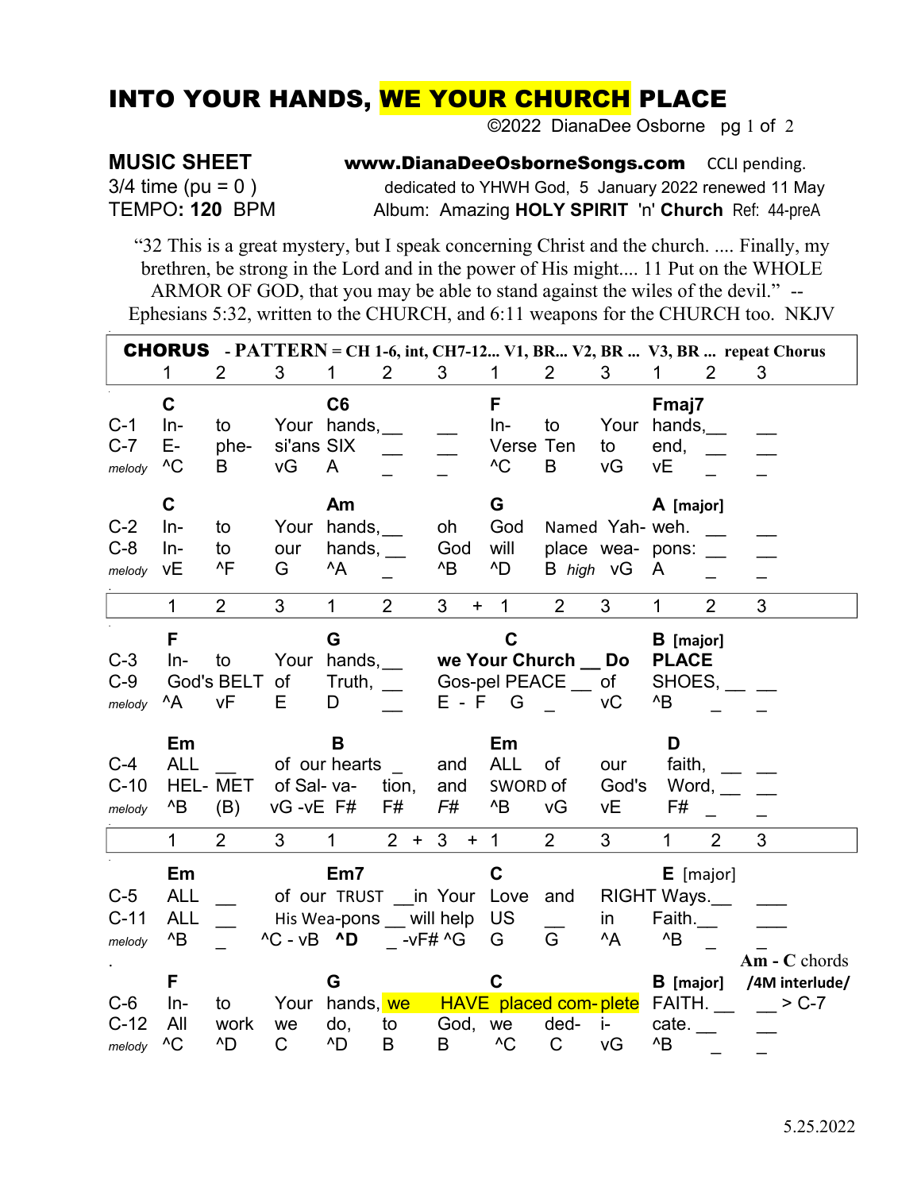# INTO YOUR HANDS, WE YOUR CHURCH PLACE

©2022 DianaDee Osborne

**MUSIC SHEET** **www.DianaDeeOsborneSongs.com** CCLI pending.
3/4 time (pu = 0 ) dedicated to YHWH God, 5 January 2022 renewed 11 May
TEMPO: **120** BPM Album: Amazing **HOLY SPIRIT** 'n' **Church** Ref: 44-preA

"32 This is a great mystery, but I speak concerning Christ and the church. .... Finally, my brethren, be strong in the Lord and in the power of His might.... 11 Put on the WHOLE ARMOR OF GOD, that you may be able to stand against the wiles of the devil." -- Ephesians 5:32, written to the CHURCH, and 6:11 weapons for the CHURCH too. NKJV

**CHORUS** - **PATTERN** = **CH 1-6, int, CH7-12... V1, BR... V2, BR ... V3, BR ... repeat Chorus**

| | 1 | 2 | 3 | 1 | 2 | 3 | 1 | 2 | 3 | 1 | 2 | 3 |
|---|---|---|---|---|---|---|---|---|---|---|---|---|
| | **C** | | | **C6** | | | **F** | | | **Fmaj7** | | |
| C-1 | In- | to | Your | hands,__ | | __ | In- | to | Your | hands,__ | | __ |
| C-7 | E- | phe- | si'ans | SIX | __ | __ | Verse | Ten | to | end, | __ | __ |
| *melody* | ^C | B | vG | A | _ | _ | ^C | B | vG | vE | _ | _ |
| | **C** | | | **Am** | | | **G** | | | **A** [major] | | |
| C-2 | In- | to | Your | hands,__ | | oh | God | Named | Yah- | weh. | __ | __ |
| C-8 | In- | to | our | hands, __ | | God | will | place | wea- | pons: | __ | __ |
| *melody* | vE | ^F | G | ^A | _ | ^B | ^D | B *high* | vG | A | _ | _ |

| | 1 | 2 | 3 | 1 | 2 | 3 + | 1 | 2 | 3 | 1 | 2 | 3 |
|---|---|---|---|---|---|---|---|---|---|---|---|---|
| | **F** | | | **G** | | | **C** | | | **B** [major] | | |
| C-3 | In- | to | Your | hands,__ | | we Your | Church | __ | Do | **PLACE** | | |
| C-9 | God's | BELT | of | Truth, | __ | Gos-pel | PEACE | __ | of | SHOES, | __ | __ |
| *melody* | ^A | vF | E | D | __ | E - F | G | _ | vC | ^B | _ | _ |
| | **Em** | | | **B** | | | **Em** | | | **D** | | |
| C-4 | ALL | __ | of | our hearts | _ | and | ALL | of | our | faith, | __ | __ |
| C-10 | HEL- | MET | of Sal- | va- | tion, | and | SWORD | of | God's | Word, | __ | __ |
| *melody* | ^B | (B) | vG -vE | F# | F# | *F#* | ^B | vG | vE | F# | _ | _ |

| | 1 | 2 | 3 | 1 | 2 + | 3 + | 1 | 2 | 3 | 1 | 2 | 3 |
|---|---|---|---|---|---|---|---|---|---|---|---|---|
| | **Em** | | | **Em7** | | | **C** | | | **E** [major] | | |
| C-5 | ALL | __ | of our | TRUST | __in | Your | Love | and | RIGHT | Ways.__ | | ___ |
| C-11 | ALL | __ | His | Wea-pons | __ will | help | US | __ | in | Faith.__ | | ___ |
| *melody* | ^B | _ | ^C - vB | **^D** | _ -vF# | ^G | G | G | ^A | ^B | _ | _ |
| | **F** | | | **G** | | | **C** | | | **B** [major] | | **Am - C** chords **/4M interlude/** |
| C-6 | In- | to | Your | hands, | we | HAVE | placed | com- | plete | FAITH. __ | | __ > C-7 |
| C-12 | All | work | we | do, | to | God, | we | ded- | i- | cate. __ | | __ |
| *melody* | ^C | ^D | C | ^D | B | B | ^C | C | vG | ^B | _ | _ |

5.25.2022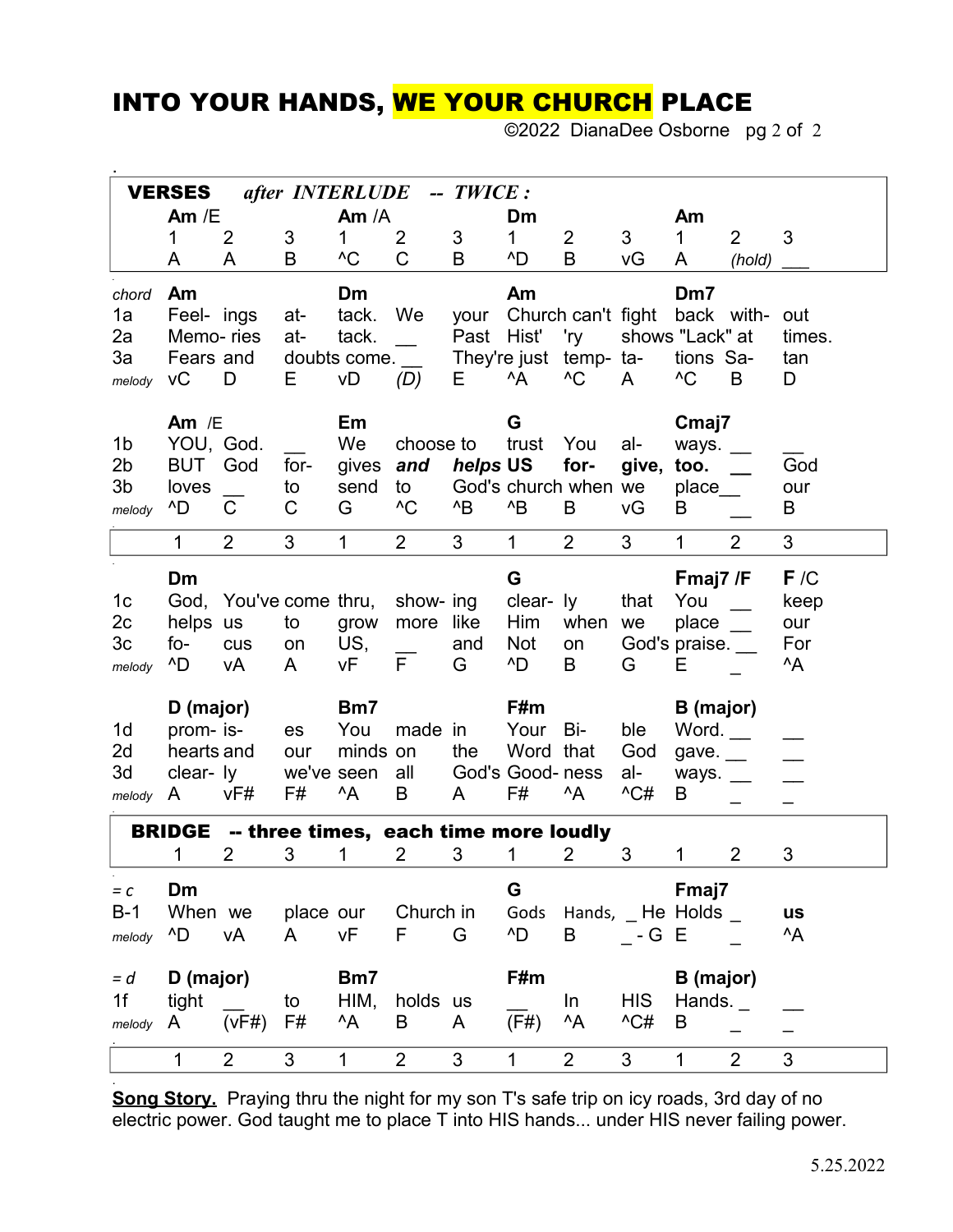# INTO YOUR HANDS, WE YOUR CHURCH PLACE

©2022 DianaDee Osborne

| | | | | | | | | | | | | |
|---|---|---|---|---|---|---|---|---|---|---|---|---|
| **VERSES** *after INTERLUDE -- TWICE :* | | | | | | | | | | | | |
| | **Am** /E | | | **Am** /A | | | **Dm** | | | **Am** | | |
| | 1 | 2 | 3 | 1 | 2 | 3 | 1 | 2 | 3 | 1 | 2 | 3 |
| | A | A | B | ^C | C | B | ^D | B | vG | A | *(hold)* | ___ |
| *chord* | **Am** | | | **Dm** | | | **Am** | | | **Dm7** | | |
| 1a | Feel- | ings | at- | tack. | We | your | Church can't | fight | back | with- | out | |
| 2a | Memo- | ries | at- | tack. | __ | Past | Hist' | 'ry | shows | "Lack" at | times. | |
| 3a | Fears | and | doubts come. | __ | | They're just | temp- | ta- | tions | Sa- | tan | |
| *melody* | vC | D | E | vD | *(D)* | E | ^A | ^C | A | ^C | B | D |
| | **Am** /E | | | **Em** | | | **G** | | | **Cmaj7** | | |
| 1b | YOU, | God. | __ | We | choose to | | trust | You | al- | ways. __ | | __ |
| 2b | BUT | God | for- | gives | ***and*** | ***helps*** **US** | | **for-** | **give,** | **too.** | __ | God |
| 3b | loves | __ | to | send | to | God's church when | | | we | place__ | | our |
| *melody* | ^D | C | C | G | ^C | ^B | ^B | B | vG | B | __ | B |
| | 1 | 2 | 3 | 1 | 2 | 3 | 1 | 2 | 3 | 1 | 2 | 3 |
| | **Dm** | | | | | | **G** | | | **Fmaj7 /F** | | **F** /C |
| 1c | God, | You've come | | thru, | show- | ing | clear- | ly | that | You | __ | keep |
| 2c | helps | us | to | grow | more | like | Him | when | we | place | __ | our |
| 3c | fo- | cus | on | US, | __ | and | Not | on | God's | praise. | __ | For |
| *melody* | ^D | vA | A | vF | F | G | ^D | B | G | E | _ | ^A |
| | **D (major)** | | | **Bm7** | | | **F#m** | | | **B (major)** | | |
| 1d | prom- | is- | es | You | made | in | Your | Bi- | ble | Word. __ | | __ |
| 2d | hearts | and | our | minds | on | the | Word | that | God | gave. __ | | __ |
| 3d | clear- | ly | we've seen | all | | God's | Good- | ness | al- | ways. __ | | __ |
| *melody* | A | vF# | F# | ^A | B | A | F# | ^A | ^C# | B | _ | _ |
| **BRIDGE** -- three times, each time more loudly | | | | | | | | | | | | |
| | 1 | 2 | 3 | 1 | 2 | 3 | 1 | 2 | 3 | 1 | 2 | 3 |
| *= c* | **Dm** | | | | | | **G** | | | **Fmaj7** | | |
| B-1 | When | we | place | our | Church in | | Gods | Hands, | _ He | Holds | _ | **us** |
| *melody* | ^D | vA | A | vF | F | G | ^D | B | _ - G | E | _ | ^A |
| *= d* | **D (major)** | | | **Bm7** | | | **F#m** | | | **B (major)** | | |
| 1f | tight | __ | to | HIM, | holds | us | __ | In | HIS | Hands. _ | | __ |
| *melody* | A | (vF#) | F# | ^A | B | A | (F#) | ^A | ^C# | B | _ | _ |
| | 1 | 2 | 3 | 1 | 2 | 3 | 1 | 2 | 3 | 1 | 2 | 3 |

**Song Story.** Praying thru the night for my son T's safe trip on icy roads, 3rd day of no electric power. God taught me to place T into HIS hands... under HIS never failing power.

5.25.2022